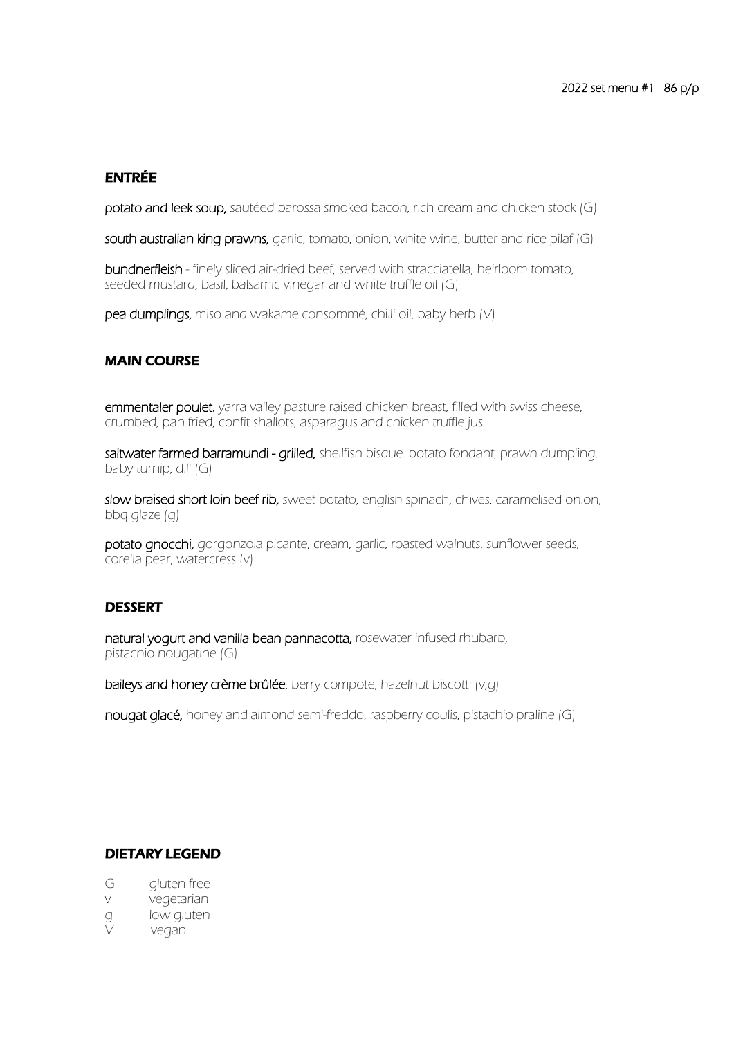2022 set menu #1 86 p/p

## ENTRÉE

**potato and leek soup,** *sautéed barossa smoked bacon, rich cream and chicken stock (G)*

**south australian king prawns,** *garlic, tomato, onion, white wine, butter and rice pilaf (G)*

**bundnerfleish** *- finely sliced air-dried beef, served with stracciatella, heirloom tomato, seeded mustard, basil, balsamic vinegar and white truffle oil (G)*

**pea dumplings,** *miso and wakame consommé, chilli oil, baby herb (V)*

## MAIN COURSE

**emmentaler poulet**, *yarra valley pasture raised chicken breast, filled with swiss cheese, crumbed, pan fried, confit shallots, asparagus and chicken truffle jus*

**saltwater farmed barramundi - grilled,** *shellfish bisque. potato fondant, prawn dumpling, baby turnip, dill (G)*

**slow braised short loin beef rib,** *sweet potato, english spinach, chives, caramelised onion, bbq glaze (g)*

**potato gnocchi,** *gorgonzola picante, cream, garlic, roasted walnuts, sunflower seeds, corella pear, watercress (v)*

## DESSERT

**natural yogurt and vanilla bean pannacotta,** *rosewater infused rhubarb, pistachio nougatine (G)*

**baileys and honey crème brûlée**, *berry compote, hazelnut biscotti (v,g)*

**nougat glacé,** *honey and almond semi-freddo, raspberry coulis, pistachio praline (G)*

## DIETARY LEGEND

- G gluten free
- v vegetarian
- g low gluten
- V vegan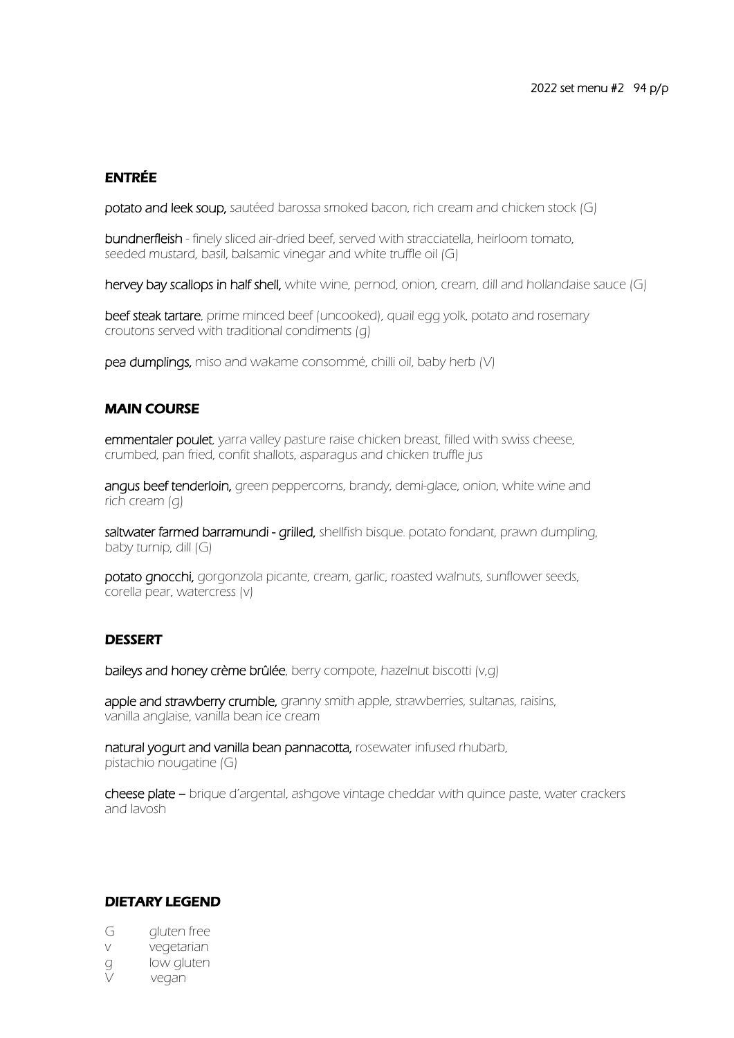2022 set menu #2 94 p/p

## ENTRÉE

**potato and leek soup,** *sautéed barossa smoked bacon, rich cream and chicken stock (G)*

**bundnerfleish** *- finely sliced air-dried beef, served with stracciatella, heirloom tomato, seeded mustard, basil, balsamic vinegar and white truffle oil (G)*

**hervey bay scallops in half shell,** *white wine, pernod, onion, cream, dill and hollandaise sauce (G)*

**beef steak tartare**, *prime minced beef (uncooked), quail egg yolk, potato and rosemary croutons served with traditional condiments (g)*

**pea dumplings,** *miso and wakame consommé, chilli oil, baby herb (V)*

## MAIN COURSE

**emmentaler poulet**, *yarra valley pasture raise chicken breast, filled with swiss cheese, crumbed, pan fried, confit shallots, asparagus and chicken truffle jus*

**angus beef tenderloin,** *green peppercorns, brandy, demi-glace, onion, white wine and rich cream (g)*

**saltwater farmed barramundi - grilled,** *shellfish bisque. potato fondant, prawn dumpling, baby turnip, dill (G)*

**potato gnocchi,** *gorgonzola picante, cream, garlic, roasted walnuts, sunflower seeds, corella pear, watercress (v)*

## DESSERT

**baileys and honey crème brûlée**, *berry compote, hazelnut biscotti (v,g)*

**apple and strawberry crumble,** *granny smith apple, strawberries, sultanas, raisins, vanilla anglaise, vanilla bean ice cream*

**natural yogurt and vanilla bean pannacotta,** *rosewater infused rhubarb, pistachio nougatine (G)*

**cheese plate –** *brique d'argental, ashgove vintage cheddar with quince paste, water crackers and lavosh*

## DIETARY LEGEND

G gluten free
v vegetarian
g low gluten
V vegan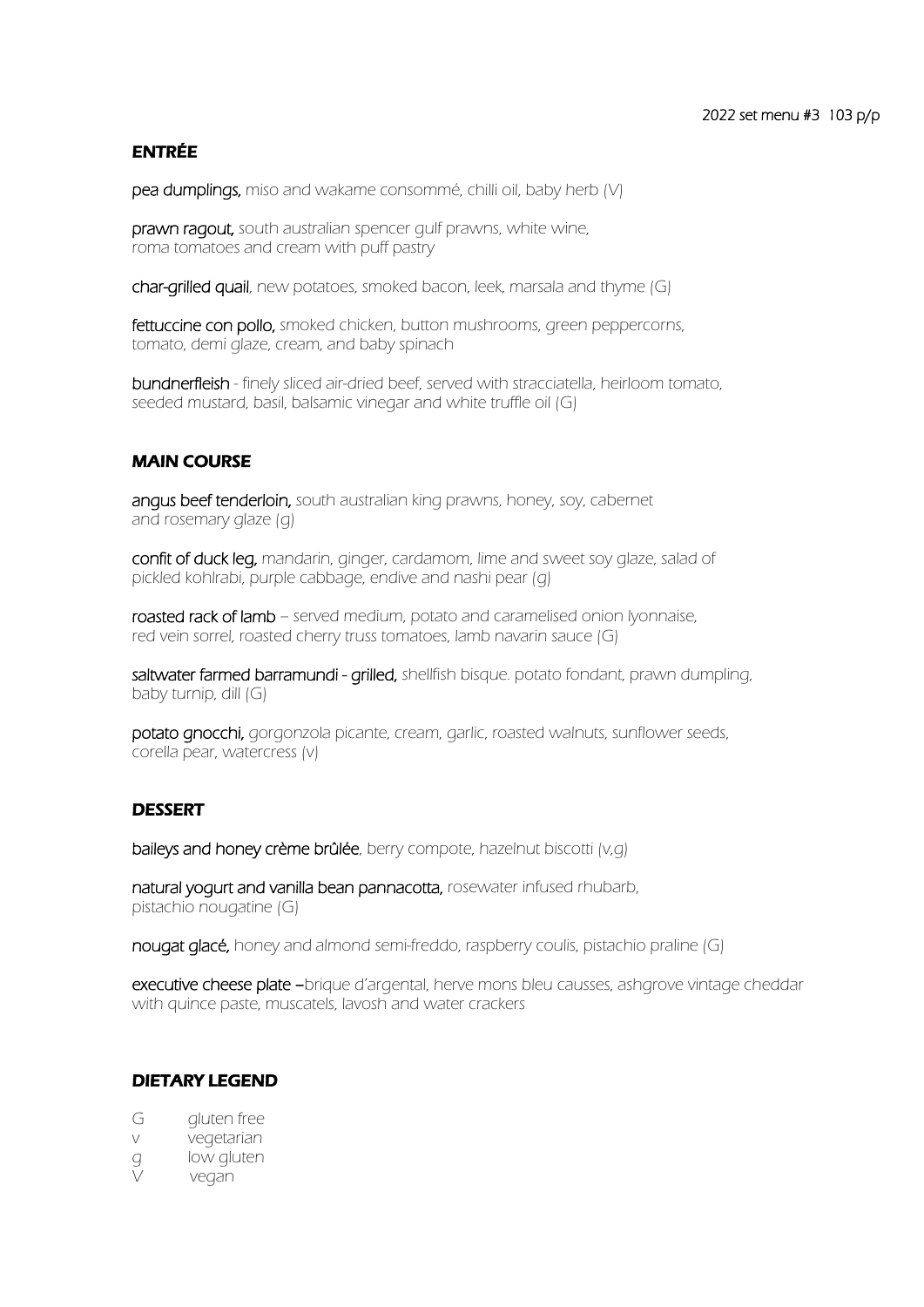2022 set menu #3 103 p/p

## ENTRÉE

**pea dumplings,** *miso and wakame consommé, chilli oil, baby herb (V)*

**prawn ragout,** *south australian spencer gulf prawns, white wine, roma tomatoes and cream with puff pastry*

**char-grilled quail**, *new potatoes, smoked bacon, leek, marsala and thyme (G)*

**fettuccine con pollo,** *smoked chicken, button mushrooms, green peppercorns, tomato, demi glaze, cream, and baby spinach*

**bundnerfleish** *- finely sliced air-dried beef, served with stracciatella, heirloom tomato, seeded mustard, basil, balsamic vinegar and white truffle oil (G)*

## MAIN COURSE

**angus beef tenderloin,** *south australian king prawns, honey, soy, cabernet and rosemary glaze (g)*

**confit of duck leg,** *mandarin, ginger, cardamom, lime and sweet soy glaze, salad of pickled kohlrabi, purple cabbage, endive and nashi pear (g)*

**roasted rack of lamb** *– served medium, potato and caramelised onion lyonnaise, red vein sorrel, roasted cherry truss tomatoes, lamb navarin sauce (G)*

**saltwater farmed barramundi - grilled,** *shellfish bisque. potato fondant, prawn dumpling, baby turnip, dill (G)*

**potato gnocchi,** *gorgonzola picante, cream, garlic, roasted walnuts, sunflower seeds, corella pear, watercress (v)*

## DESSERT

**baileys and honey crème brûlée**, *berry compote, hazelnut biscotti (v,g)*

**natural yogurt and vanilla bean pannacotta,** *rosewater infused rhubarb, pistachio nougatine (G)*

**nougat glacé,** *honey and almond semi-freddo, raspberry coulis, pistachio praline (G)*

**executive cheese plate –***brique d'argental, herve mons bleu causses, ashgrove vintage cheddar with quince paste, muscatels, lavosh and water crackers*

## DIETARY LEGEND

- G gluten free
- v vegetarian
- g low gluten
- V vegan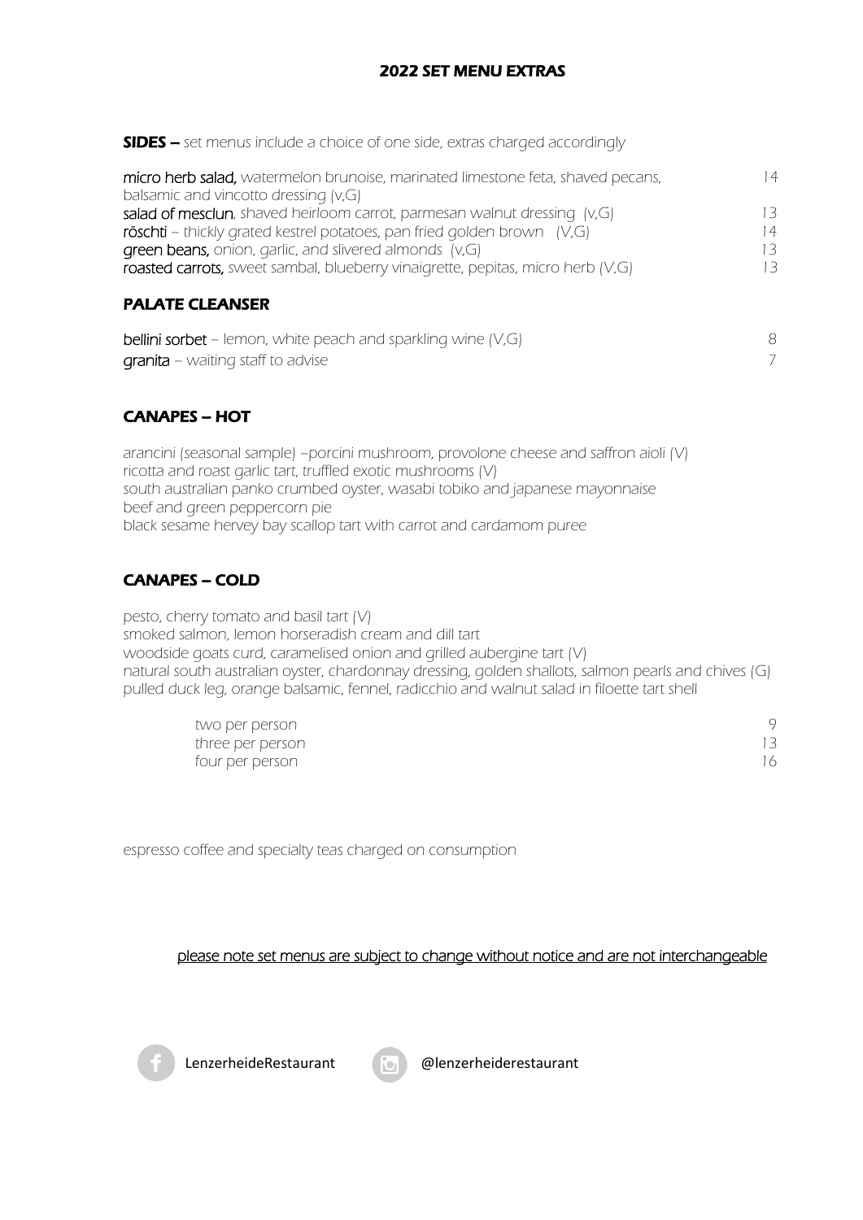# 2022 SET MENU EXTRAS

**SIDES** – *set menus include a choice of one side, extras charged accordingly*

| | |
|---|---|
| **micro herb salad,** *watermelon brunoise, marinated limestone feta, shaved pecans, balsamic and vincotto dressing (v,G)* | 14 |
| **salad of mesclun**, *shaved heirloom carrot, parmesan walnut dressing (v,G)* | 13 |
| **röschti** – *thickly grated kestrel potatoes, pan fried golden brown (V,G)* | 14 |
| **green beans,** *onion, garlic, and slivered almonds (v,G)* | 13 |
| **roasted carrots,** *sweet sambal, blueberry vinaigrette, pepitas, micro herb (V,G)* | 13 |

## PALATE CLEANSER

| | |
|---|---|
| **bellini sorbet** – *lemon, white peach and sparkling wine (V,G)* | 8 |
| **granita** – *waiting staff to advise* | 7 |

## CANAPES – HOT

*arancini (seasonal sample) –porcini mushroom, provolone cheese and saffron aioli (V)*
*ricotta and roast garlic tart, truffled exotic mushrooms (V)*
*south australian panko crumbed oyster, wasabi tobiko and japanese mayonnaise*
*beef and green peppercorn pie*
*black sesame hervey bay scallop tart with carrot and cardamom puree*

## CANAPES – COLD

*pesto, cherry tomato and basil tart (V)*
*smoked salmon, lemon horseradish cream and dill tart*
*woodside goats curd, caramelised onion and grilled aubergine tart (V)*
*natural south australian oyster, chardonnay dressing, golden shallots, salmon pearls and chives (G)*
*pulled duck leg, orange balsamic, fennel, radicchio and walnut salad in filoette tart shell*

| | |
|---|---|
| two per person | 9 |
| three per person | 13 |
| four per person | 16 |

*espresso coffee and specialty teas charged on consumption*

please note set menus are subject to change without notice and are not interchangeable

LenzerheideRestaurant @lenzerheiderestaurant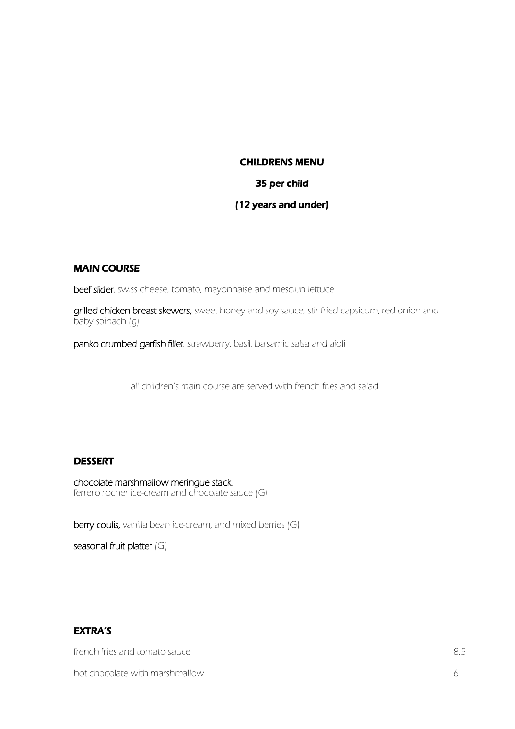# CHILDRENS MENU

**35 per child**

**(12 years and under)**

## MAIN COURSE

**beef slider**, *swiss cheese, tomato, mayonnaise and mesclun lettuce*

**grilled chicken breast skewers,** *sweet honey and soy sauce, stir fried capsicum, red onion and baby spinach (g)*

**panko crumbed garfish fillet**, *strawberry, basil, balsamic salsa and aioli*

*all children's main course are served with french fries and salad*

## DESSERT

**chocolate marshmallow meringue stack,**
*ferrero rocher ice-cream and chocolate sauce (G)*

**berry coulis,** *vanilla bean ice-cream, and mixed berries (G)*

**seasonal fruit platter** *(G)*

## EXTRA'S

| | |
|---|---|
| french fries and tomato sauce | 8.5 |
| hot chocolate with marshmallow | 6 |